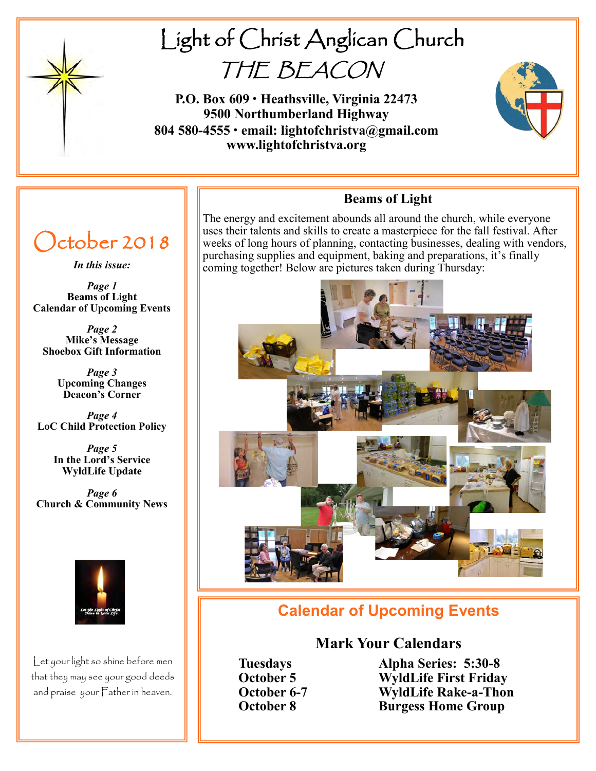# Light of Christ Anglican Church

## THE BEACON

**P.O. Box 609 · Heathsville, Virginia 22473**
**9500 Northumberland Highway**
**804 580-4555 · email: lightofchristva@gmail.com**
**www.lightofchristva.org**

## October 2018

***In this issue:***

*Page 1*
**Beams of Light**
**Calendar of Upcoming Events**

*Page 2*
**Mike's Message**
**Shoebox Gift Information**

*Page 3*
**Upcoming Changes**
**Deacon's Corner**

*Page 4*
**LoC Child Protection Policy**

*Page 5*
**In the Lord's Service**
**WyldLife Update**

*Page 6*
**Church & Community News**

Let your light so shine before men that they may see your good deeds and praise your Father in heaven.

### Beams of Light

The energy and excitement abounds all around the church, while everyone uses their talents and skills to create a masterpiece for the fall festival. After weeks of long hours of planning, contacting businesses, dealing with vendors, purchasing supplies and equipment, baking and preparations, it's finally coming together! Below are pictures taken during Thursday:

### Calendar of Upcoming Events

#### Mark Your Calendars

| | |
|---|---|
| **Tuesdays** | **Alpha Series: 5:30-8** |
| **October 5** | **WyldLife First Friday** |
| **October 6-7** | **WyldLife Rake-a-Thon** |
| **October 8** | **Burgess Home Group** |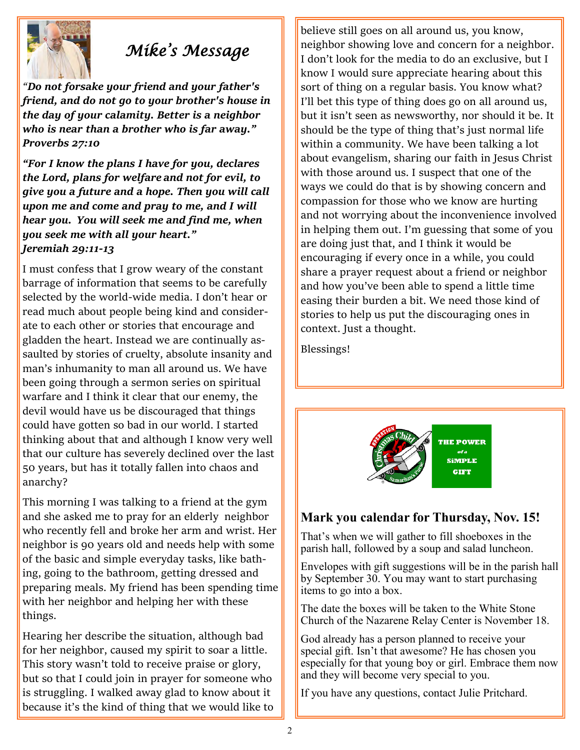# *Mike's Message*

*"**Do not forsake your friend and your father's friend, and do not go to your brother's house in the day of your calamity. Better is a neighbor who is near than a brother who is far away." Proverbs 27:10***

***"For I know the plans I have for you, declares the Lord, plans for welfare and not for evil, to give you a future and a hope. Then you will call upon me and come and pray to me, and I will hear you. You will seek me and find me, when you seek me with all your heart." Jeremiah 29:11-13***

I must confess that I grow weary of the constant barrage of information that seems to be carefully selected by the world-wide media. I don't hear or read much about people being kind and considerate to each other or stories that encourage and gladden the heart. Instead we are continually assaulted by stories of cruelty, absolute insanity and man's inhumanity to man all around us. We have been going through a sermon series on spiritual warfare and I think it clear that our enemy, the devil would have us be discouraged that things could have gotten so bad in our world. I started thinking about that and although I know very well that our culture has severely declined over the last 50 years, but has it totally fallen into chaos and anarchy?

This morning I was talking to a friend at the gym and she asked me to pray for an elderly neighbor who recently fell and broke her arm and wrist. Her neighbor is 90 years old and needs help with some of the basic and simple everyday tasks, like bathing, going to the bathroom, getting dressed and preparing meals. My friend has been spending time with her neighbor and helping her with these things.

Hearing her describe the situation, although bad for her neighbor, caused my spirit to soar a little. This story wasn't told to receive praise or glory, but so that I could join in prayer for someone who is struggling. I walked away glad to know about it because it's the kind of thing that we would like to believe still goes on all around us, you know, neighbor showing love and concern for a neighbor. I don't look for the media to do an exclusive, but I know I would sure appreciate hearing about this sort of thing on a regular basis. You know what? I'll bet this type of thing does go on all around us, but it isn't seen as newsworthy, nor should it be. It should be the type of thing that's just normal life within a community. We have been talking a lot about evangelism, sharing our faith in Jesus Christ with those around us. I suspect that one of the ways we could do that is by showing concern and compassion for those who we know are hurting and not worrying about the inconvenience involved in helping them out. I'm guessing that some of you are doing just that, and I think it would be encouraging if every once in a while, you could share a prayer request about a friend or neighbor and how you've been able to spend a little time easing their burden a bit. We need those kind of stories to help us put the discouraging ones in context. Just a thought.

Blessings!

---

Operation Christmas Child — Samaritan's Purse

THE POWER of a SIMPLE GIFT

## Mark you calendar for Thursday, Nov. 15!

That's when we will gather to fill shoeboxes in the parish hall, followed by a soup and salad luncheon.

Envelopes with gift suggestions will be in the parish hall by September 30. You may want to start purchasing items to go into a box.

The date the boxes will be taken to the White Stone Church of the Nazarene Relay Center is November 18.

God already has a person planned to receive your special gift. Isn't that awesome? He has chosen you especially for that young boy or girl. Embrace them now and they will become very special to you.

If you have any questions, contact Julie Pritchard.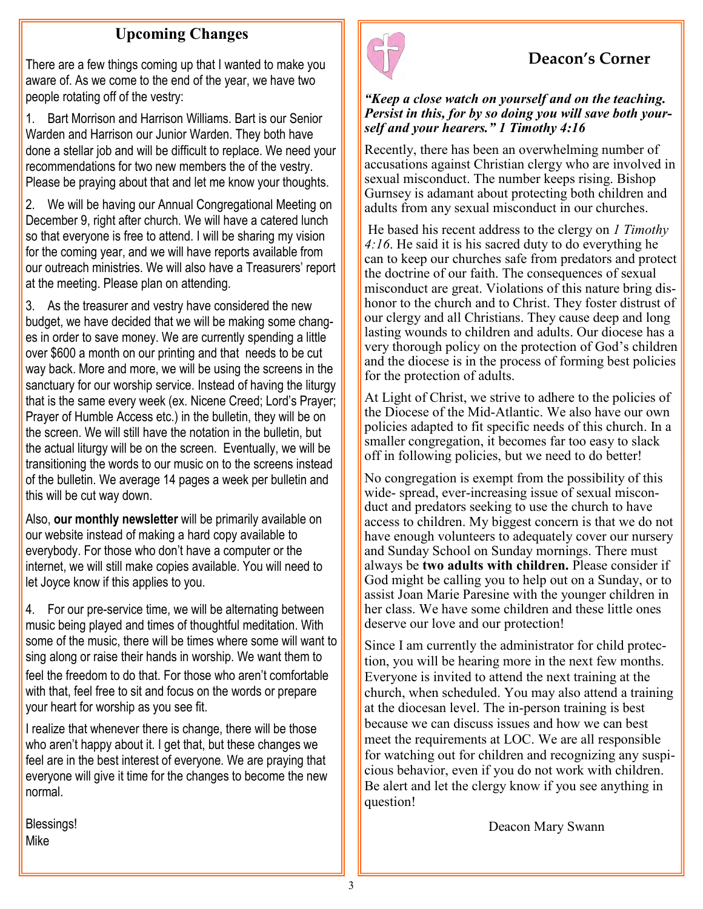## Upcoming Changes

There are a few things coming up that I wanted to make you aware of. As we come to the end of the year, we have two people rotating off of the vestry:

1. Bart Morrison and Harrison Williams. Bart is our Senior Warden and Harrison our Junior Warden. They both have done a stellar job and will be difficult to replace. We need your recommendations for two new members the of the vestry. Please be praying about that and let me know your thoughts.

2. We will be having our Annual Congregational Meeting on December 9, right after church. We will have a catered lunch so that everyone is free to attend. I will be sharing my vision for the coming year, and we will have reports available from our outreach ministries. We will also have a Treasurers' report at the meeting. Please plan on attending.

3. As the treasurer and vestry have considered the new budget, we have decided that we will be making some changes in order to save money. We are currently spending a little over $600 a month on our printing and that needs to be cut way back. More and more, we will be using the screens in the sanctuary for our worship service. Instead of having the liturgy that is the same every week (ex. Nicene Creed; Lord's Prayer; Prayer of Humble Access etc.) in the bulletin, they will be on the screen. We will still have the notation in the bulletin, but the actual liturgy will be on the screen. Eventually, we will be transitioning the words to our music on to the screens instead of the bulletin. We average 14 pages a week per bulletin and this will be cut way down.

Also, **our monthly newsletter** will be primarily available on our website instead of making a hard copy available to everybody. For those who don't have a computer or the internet, we will still make copies available. You will need to let Joyce know if this applies to you.

4. For our pre-service time, we will be alternating between music being played and times of thoughtful meditation. With some of the music, there will be times where some will want to sing along or raise their hands in worship. We want them to feel the freedom to do that. For those who aren't comfortable with that, feel free to sit and focus on the words or prepare your heart for worship as you see fit.

I realize that whenever there is change, there will be those who aren't happy about it. I get that, but these changes we feel are in the best interest of everyone. We are praying that everyone will give it time for the changes to become the new normal.

Blessings!
Mike

## Deacon's Corner

***"Keep a close watch on yourself and on the teaching. Persist in this, for by so doing you will save both yourself and your hearers." 1 Timothy 4:16***

Recently, there has been an overwhelming number of accusations against Christian clergy who are involved in sexual misconduct. The number keeps rising. Bishop Gurnsey is adamant about protecting both children and adults from any sexual misconduct in our churches.

He based his recent address to the clergy on *1 Timothy 4:16*. He said it is his sacred duty to do everything he can to keep our churches safe from predators and protect the doctrine of our faith. The consequences of sexual misconduct are great. Violations of this nature bring dishonor to the church and to Christ. They foster distrust of our clergy and all Christians. They cause deep and long lasting wounds to children and adults. Our diocese has a very thorough policy on the protection of God's children and the diocese is in the process of forming best policies for the protection of adults.

At Light of Christ, we strive to adhere to the policies of the Diocese of the Mid-Atlantic. We also have our own policies adapted to fit specific needs of this church. In a smaller congregation, it becomes far too easy to slack off in following policies, but we need to do better!

No congregation is exempt from the possibility of this wide- spread, ever-increasing issue of sexual misconduct and predators seeking to use the church to have access to children. My biggest concern is that we do not have enough volunteers to adequately cover our nursery and Sunday School on Sunday mornings. There must always be **two adults with children.** Please consider if God might be calling you to help out on a Sunday, or to assist Joan Marie Paresine with the younger children in her class. We have some children and these little ones deserve our love and our protection!

Since I am currently the administrator for child protection, you will be hearing more in the next few months. Everyone is invited to attend the next training at the church, when scheduled. You may also attend a training at the diocesan level. The in-person training is best because we can discuss issues and how we can best meet the requirements at LOC. We are all responsible for watching out for children and recognizing any suspicious behavior, even if you do not work with children. Be alert and let the clergy know if you see anything in question!

Deacon Mary Swann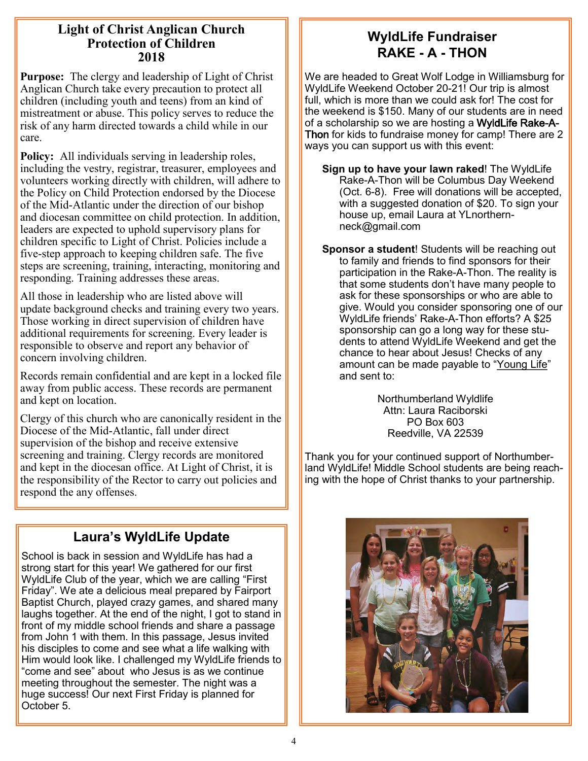## Light of Christ Anglican Church Protection of Children 2018

**Purpose:** The clergy and leadership of Light of Christ Anglican Church take every precaution to protect all children (including youth and teens) from an kind of mistreatment or abuse. This policy serves to reduce the risk of any harm directed towards a child while in our care.

**Policy:** All individuals serving in leadership roles, including the vestry, registrar, treasurer, employees and volunteers working directly with children, will adhere to the Policy on Child Protection endorsed by the Diocese of the Mid-Atlantic under the direction of our bishop and diocesan committee on child protection. In addition, leaders are expected to uphold supervisory plans for children specific to Light of Christ. Policies include a five-step approach to keeping children safe. The five steps are screening, training, interacting, monitoring and responding. Training addresses these areas.

All those in leadership who are listed above will update background checks and training every two years. Those working in direct supervision of children have additional requirements for screening. Every leader is responsible to observe and report any behavior of concern involving children.

Records remain confidential and are kept in a locked file away from public access. These records are permanent and kept on location.

Clergy of this church who are canonically resident in the Diocese of the Mid-Atlantic, fall under direct supervision of the bishop and receive extensive screening and training. Clergy records are monitored and kept in the diocesan office. At Light of Christ, it is the responsibility of the Rector to carry out policies and respond the any offenses.

## Laura's WyldLife Update

School is back in session and WyldLife has had a strong start for this year! We gathered for our first WyldLife Club of the year, which we are calling "First Friday". We ate a delicious meal prepared by Fairport Baptist Church, played crazy games, and shared many laughs together. At the end of the night, I got to stand in front of my middle school friends and share a passage from John 1 with them. In this passage, Jesus invited his disciples to come and see what a life walking with Him would look like. I challenged my WyldLife friends to "come and see" about who Jesus is as we continue meeting throughout the semester. The night was a huge success! Our next First Friday is planned for October 5.

## WyldLife Fundraiser RAKE - A - THON

We are headed to Great Wolf Lodge in Williamsburg for WyldLife Weekend October 20-21! Our trip is almost full, which is more than we could ask for! The cost for the weekend is $150. Many of our students are in need of a scholarship so we are hosting a WyldLife Rake-A-Thon for kids to fundraise money for camp! There are 2 ways you can support us with this event:

**Sign up to have your lawn raked**! The WyldLife Rake-A-Thon will be Columbus Day Weekend (Oct. 6-8). Free will donations will be accepted, with a suggested donation of $20. To sign your house up, email Laura at YLnorthern-neck@gmail.com

**Sponsor a student**! Students will be reaching out to family and friends to find sponsors for their participation in the Rake-A-Thon. The reality is that some students don't have many people to ask for these sponsorships or who are able to give. Would you consider sponsoring one of our WyldLife friends' Rake-A-Thon efforts? A $25 sponsorship can go a long way for these students to attend WyldLife Weekend and get the chance to hear about Jesus! Checks of any amount can be made payable to "Young Life" and sent to:

Northumberland Wyldlife
Attn: Laura Raciborski
PO Box 603
Reedville, VA 22539

Thank you for your continued support of Northumberland WyldLife! Middle School students are being reaching with the hope of Christ thanks to your partnership.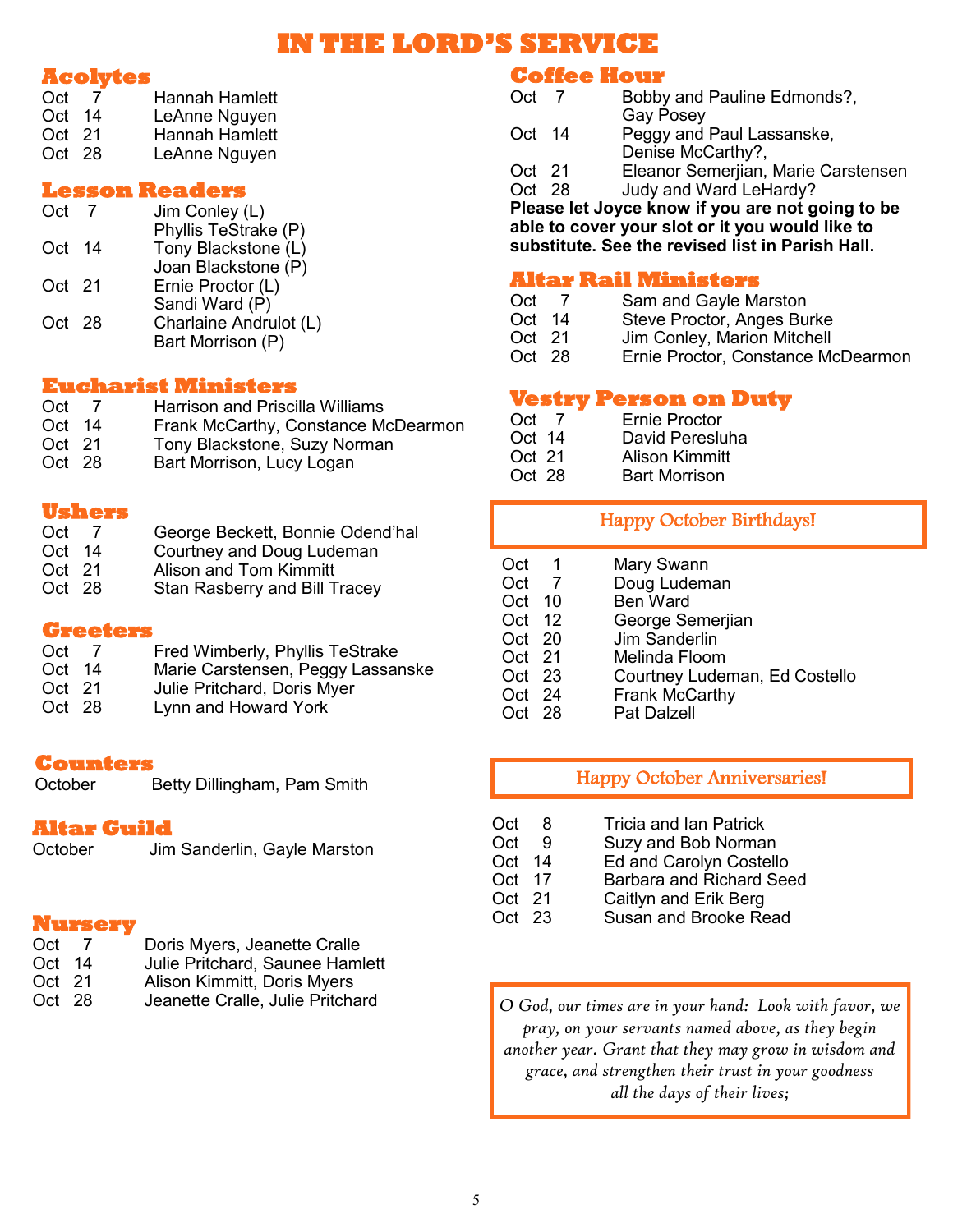# IN THE LORD'S SERVICE

## Acolytes

| | |
|---|---|
| Oct 7 | Hannah Hamlett |
| Oct 14 | LeAnne Nguyen |
| Oct 21 | Hannah Hamlett |
| Oct 28 | LeAnne Nguyen |

## Lesson Readers

| | |
|---|---|
| Oct 7 | Jim Conley (L)<br>Phyllis TeStrake (P) |
| Oct 14 | Tony Blackstone (L)<br>Joan Blackstone (P) |
| Oct 21 | Ernie Proctor (L)<br>Sandi Ward (P) |
| Oct 28 | Charlaine Andrulot (L)<br>Bart Morrison (P) |

## Eucharist Ministers

| | |
|---|---|
| Oct 7 | Harrison and Priscilla Williams |
| Oct 14 | Frank McCarthy, Constance McDearmon |
| Oct 21 | Tony Blackstone, Suzy Norman |
| Oct 28 | Bart Morrison, Lucy Logan |

## Ushers

| | |
|---|---|
| Oct 7 | George Beckett, Bonnie Odend'hal |
| Oct 14 | Courtney and Doug Ludeman |
| Oct 21 | Alison and Tom Kimmitt |
| Oct 28 | Stan Rasberry and Bill Tracey |

## Greeters

| | |
|---|---|
| Oct 7 | Fred Wimberly, Phyllis TeStrake |
| Oct 14 | Marie Carstensen, Peggy Lassanske |
| Oct 21 | Julie Pritchard, Doris Myer |
| Oct 28 | Lynn and Howard York |

## Counters

October — Betty Dillingham, Pam Smith

## Altar Guild

October — Jim Sanderlin, Gayle Marston

## Nursery

| | |
|---|---|
| Oct 7 | Doris Myers, Jeanette Cralle |
| Oct 14 | Julie Pritchard, Saunee Hamlett |
| Oct 21 | Alison Kimmitt, Doris Myers |
| Oct 28 | Jeanette Cralle, Julie Pritchard |

## Coffee Hour

| | |
|---|---|
| Oct 7 | Bobby and Pauline Edmonds?,<br>Gay Posey |
| Oct 14 | Peggy and Paul Lassanske,<br>Denise McCarthy?, |
| Oct 21 | Eleanor Semerjian, Marie Carstensen |
| Oct 28 | Judy and Ward LeHardy? |

**Please let Joyce know if you are not going to be able to cover your slot or it you would like to substitute. See the revised list in Parish Hall.**

## Altar Rail Ministers

| | |
|---|---|
| Oct 7 | Sam and Gayle Marston |
| Oct 14 | Steve Proctor, Anges Burke |
| Oct 21 | Jim Conley, Marion Mitchell |
| Oct 28 | Ernie Proctor, Constance McDearmon |

## Vestry Person on Duty

| | |
|---|---|
| Oct 7 | Ernie Proctor |
| Oct 14 | David Peresluha |
| Oct 21 | Alison Kimmitt |
| Oct 28 | Bart Morrison |

## Happy October Birthdays!

| | |
|---|---|
| Oct 1 | Mary Swann |
| Oct 7 | Doug Ludeman |
| Oct 10 | Ben Ward |
| Oct 12 | George Semerjian |
| Oct 20 | Jim Sanderlin |
| Oct 21 | Melinda Floom |
| Oct 23 | Courtney Ludeman, Ed Costello |
| Oct 24 | Frank McCarthy |
| Oct 28 | Pat Dalzell |

## Happy October Anniversaries!

| | |
|---|---|
| Oct 8 | Tricia and Ian Patrick |
| Oct 9 | Suzy and Bob Norman |
| Oct 14 | Ed and Carolyn Costello |
| Oct 17 | Barbara and Richard Seed |
| Oct 21 | Caitlyn and Erik Berg |
| Oct 23 | Susan and Brooke Read |

*O God, our times are in your hand: Look with favor, we pray, on your servants named above, as they begin another year. Grant that they may grow in wisdom and grace, and strengthen their trust in your goodness all the days of their lives;*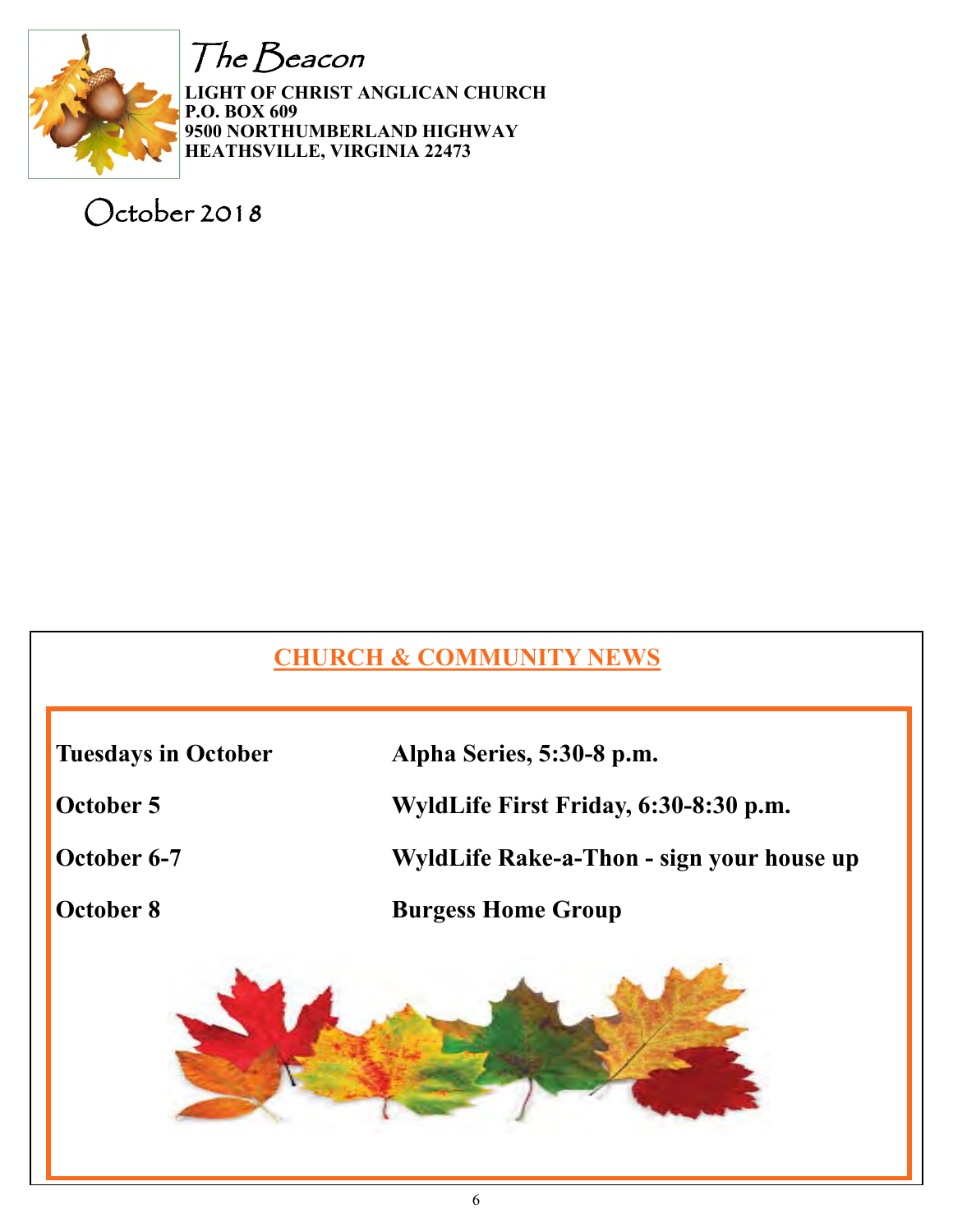# The Beacon

**LIGHT OF CHRIST ANGLICAN CHURCH**
**P.O. BOX 609**
**9500 NORTHUMBERLAND HIGHWAY**
**HEATHSVILLE, VIRGINIA 22473**

October 2018

## CHURCH & COMMUNITY NEWS

| | |
|---|---|
| **Tuesdays in October** | **Alpha Series, 5:30-8 p.m.** |
| **October 5** | **WyldLife First Friday, 6:30-8:30 p.m.** |
| **October 6-7** | **WyldLife Rake-a-Thon - sign your house up** |
| **October 8** | **Burgess Home Group** |